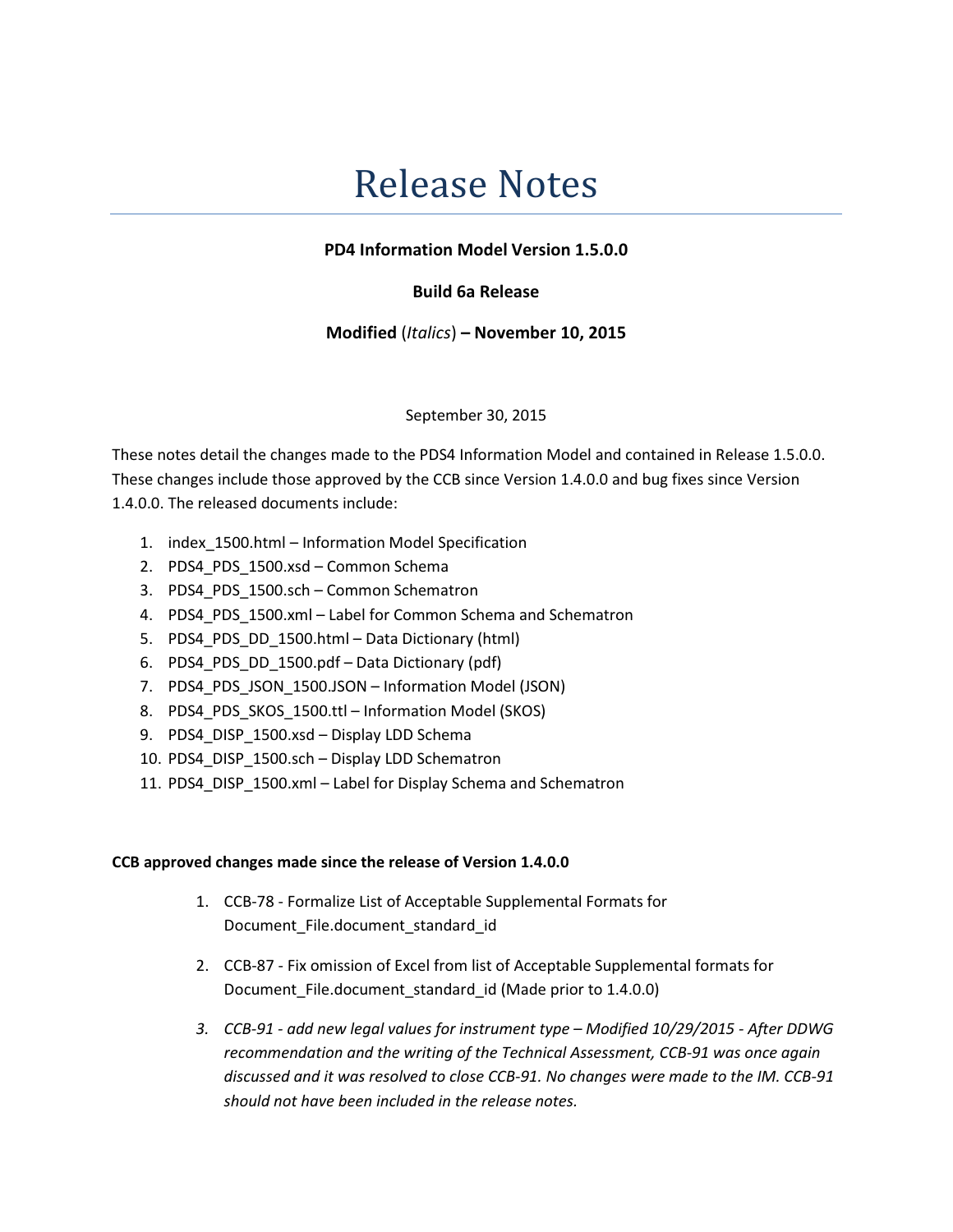# Release Notes

**PD4 Information Model Version 1.5.0.0**

**Build 6a Release**

**Modified** (*Italics*) **– November 10, 2015**

September 30, 2015

These notes detail the changes made to the PDS4 Information Model and contained in Release 1.5.0.0. These changes include those approved by the CCB since Version 1.4.0.0 and bug fixes since Version 1.4.0.0. The released documents include:

1. index_1500.html – Information Model Specification
2. PDS4_PDS_1500.xsd – Common Schema
3. PDS4_PDS_1500.sch – Common Schematron
4. PDS4_PDS_1500.xml – Label for Common Schema and Schematron
5. PDS4_PDS_DD_1500.html – Data Dictionary (html)
6. PDS4_PDS_DD_1500.pdf – Data Dictionary (pdf)
7. PDS4_PDS_JSON_1500.JSON – Information Model (JSON)
8. PDS4_PDS_SKOS_1500.ttl – Information Model (SKOS)
9. PDS4_DISP_1500.xsd – Display LDD Schema
10. PDS4_DISP_1500.sch – Display LDD Schematron
11. PDS4_DISP_1500.xml – Label for Display Schema and Schematron

**CCB approved changes made since the release of Version 1.4.0.0**

1. CCB-78 - Formalize List of Acceptable Supplemental Formats for Document_File.document_standard_id
2. CCB-87 - Fix omission of Excel from list of Acceptable Supplemental formats for Document_File.document_standard_id (Made prior to 1.4.0.0)
3. *CCB-91 - add new legal values for instrument type – Modified 10/29/2015 - After DDWG recommendation and the writing of the Technical Assessment, CCB-91 was once again discussed and it was resolved to close CCB-91. No changes were made to the IM. CCB-91 should not have been included in the release notes.*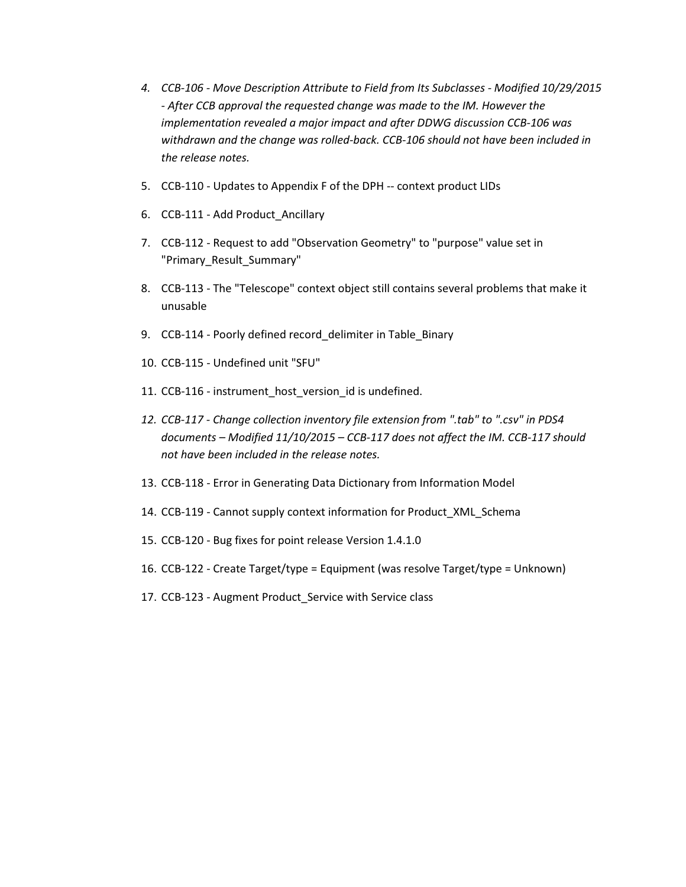4. *CCB-106 - Move Description Attribute to Field from Its Subclasses - Modified 10/29/2015 - After CCB approval the requested change was made to the IM. However the implementation revealed a major impact and after DDWG discussion CCB-106 was withdrawn and the change was rolled-back. CCB-106 should not have been included in the release notes.*

5. CCB-110 - Updates to Appendix F of the DPH -- context product LIDs

6. CCB-111 - Add Product_Ancillary

7. CCB-112 - Request to add "Observation Geometry" to "purpose" value set in "Primary_Result_Summary"

8. CCB-113 - The "Telescope" context object still contains several problems that make it unusable

9. CCB-114 - Poorly defined record_delimiter in Table_Binary

10. CCB-115 - Undefined unit "SFU"

11. CCB-116 - instrument_host_version_id is undefined.

12. *CCB-117 - Change collection inventory file extension from ".tab" to ".csv" in PDS4 documents – Modified 11/10/2015 – CCB-117 does not affect the IM. CCB-117 should not have been included in the release notes.*

13. CCB-118 - Error in Generating Data Dictionary from Information Model

14. CCB-119 - Cannot supply context information for Product_XML_Schema

15. CCB-120 - Bug fixes for point release Version 1.4.1.0

16. CCB-122 - Create Target/type = Equipment (was resolve Target/type = Unknown)

17. CCB-123 - Augment Product_Service with Service class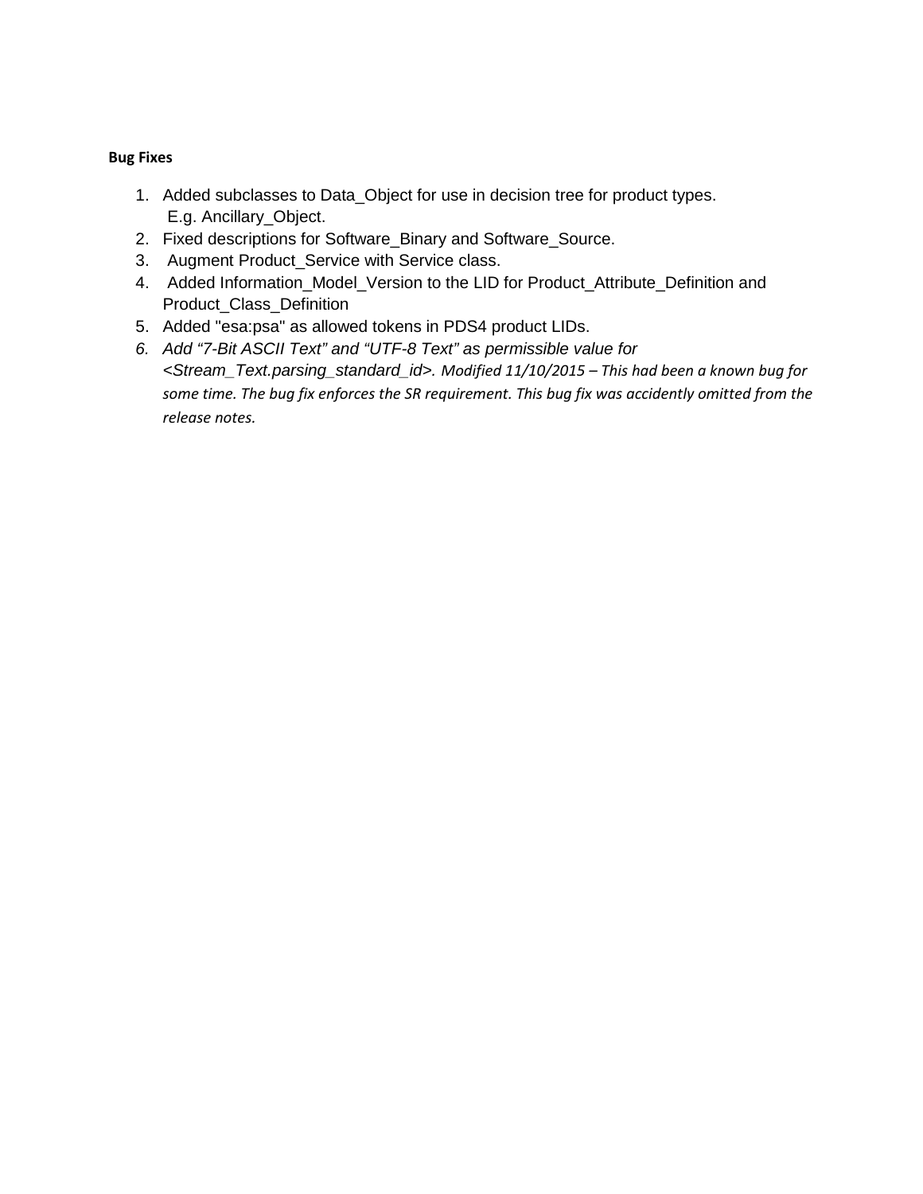**Bug Fixes**

1. Added subclasses to Data_Object for use in decision tree for product types. E.g. Ancillary_Object.
2. Fixed descriptions for Software_Binary and Software_Source.
3. Augment Product_Service with Service class.
4. Added Information_Model_Version to the LID for Product_Attribute_Definition and Product_Class_Definition
5. Added "esa:psa" as allowed tokens in PDS4 product LIDs.
6. *Add "7-Bit ASCII Text" and "UTF-8 Text" as permissible value for <Stream_Text.parsing_standard_id>. Modified 11/10/2015 – This had been a known bug for some time. The bug fix enforces the SR requirement. This bug fix was accidently omitted from the release notes.*